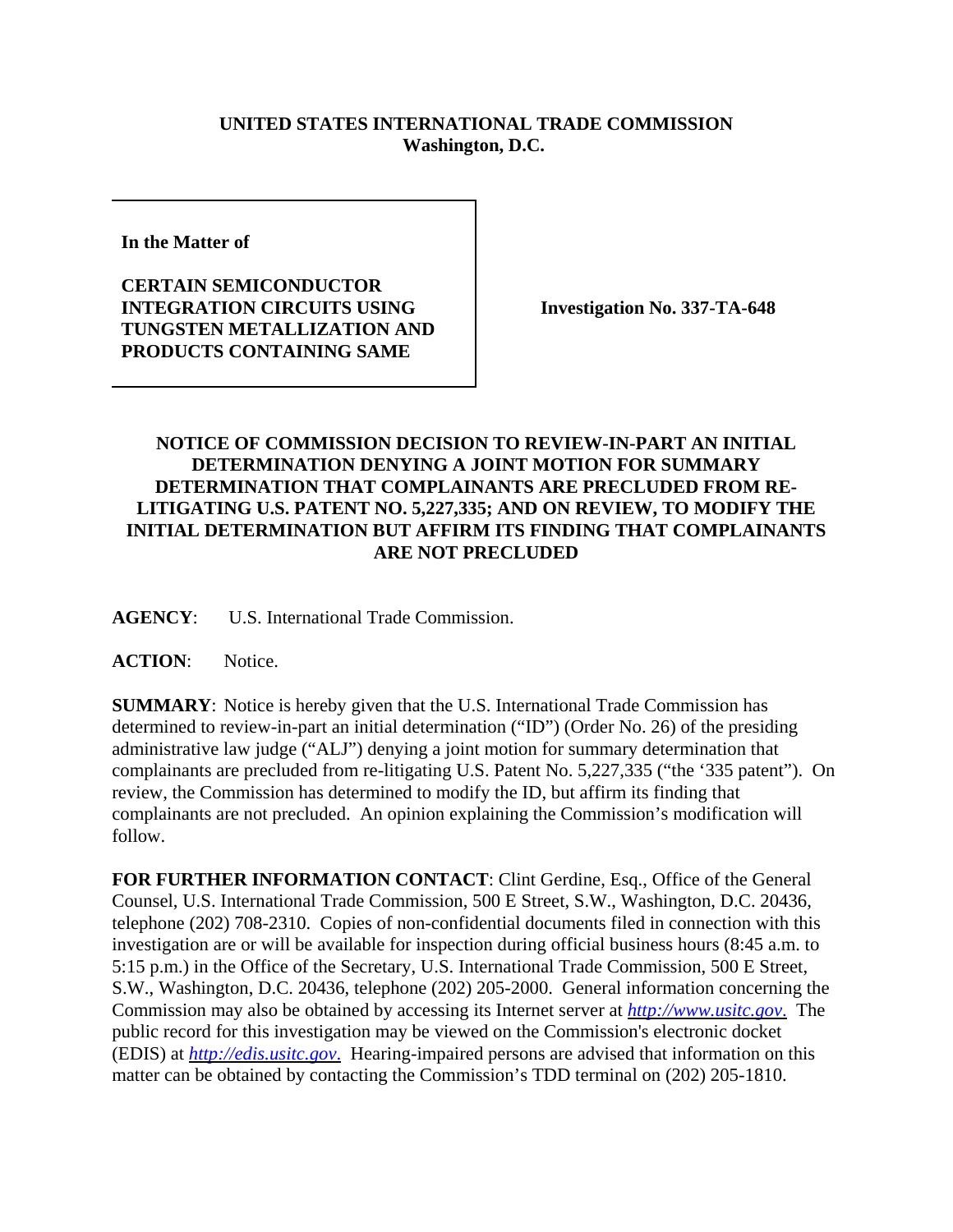**UNITED STATES INTERNATIONAL TRADE COMMISSION**
**Washington, D.C.**

| **In the Matter of** **CERTAIN SEMICONDUCTOR INTEGRATION CIRCUITS USING TUNGSTEN METALLIZATION AND PRODUCTS CONTAINING SAME** | **Investigation No. 337-TA-648** |
|---|---|

**NOTICE OF COMMISSION DECISION TO REVIEW-IN-PART AN INITIAL DETERMINATION DENYING A JOINT MOTION FOR SUMMARY DETERMINATION THAT COMPLAINANTS ARE PRECLUDED FROM RE-LITIGATING U.S. PATENT NO. 5,227,335; AND ON REVIEW, TO MODIFY THE INITIAL DETERMINATION BUT AFFIRM ITS FINDING THAT COMPLAINANTS ARE NOT PRECLUDED**

**AGENCY**: U.S. International Trade Commission.

**ACTION**: Notice.

**SUMMARY**: Notice is hereby given that the U.S. International Trade Commission has determined to review-in-part an initial determination ("ID") (Order No. 26) of the presiding administrative law judge ("ALJ") denying a joint motion for summary determination that complainants are precluded from re-litigating U.S. Patent No. 5,227,335 ("the '335 patent"). On review, the Commission has determined to modify the ID, but affirm its finding that complainants are not precluded. An opinion explaining the Commission's modification will follow.

**FOR FURTHER INFORMATION CONTACT**: Clint Gerdine, Esq., Office of the General Counsel, U.S. International Trade Commission, 500 E Street, S.W., Washington, D.C. 20436, telephone (202) 708-2310. Copies of non-confidential documents filed in connection with this investigation are or will be available for inspection during official business hours (8:45 a.m. to 5:15 p.m.) in the Office of the Secretary, U.S. International Trade Commission, 500 E Street, S.W., Washington, D.C. 20436, telephone (202) 205-2000. General information concerning the Commission may also be obtained by accessing its Internet server at *http://www.usitc.gov*. The public record for this investigation may be viewed on the Commission's electronic docket (EDIS) at *http://edis.usitc.gov*. Hearing-impaired persons are advised that information on this matter can be obtained by contacting the Commission's TDD terminal on (202) 205-1810.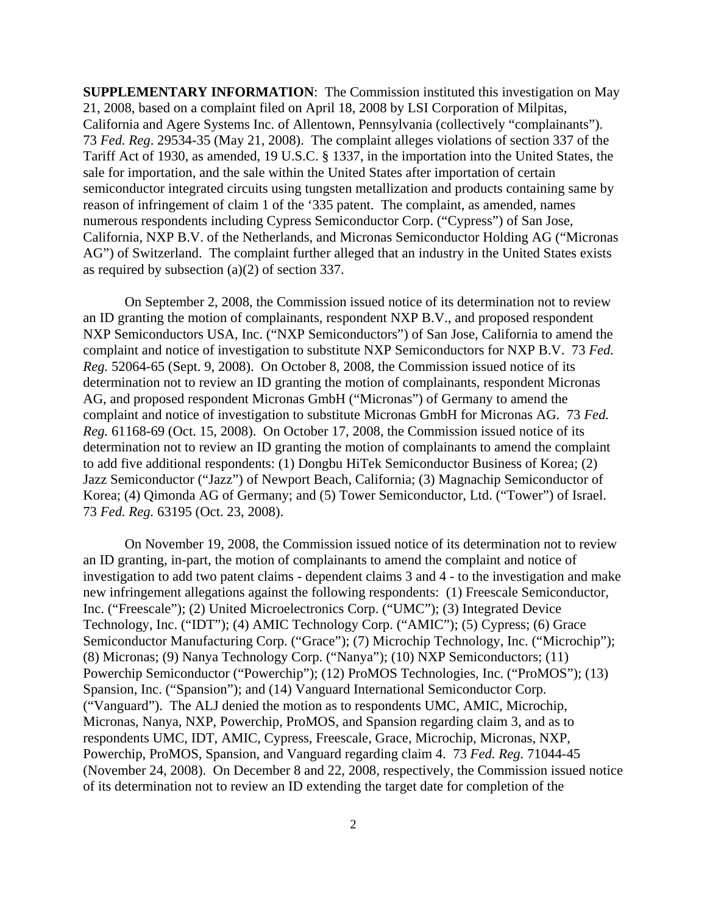**SUPPLEMENTARY INFORMATION**: The Commission instituted this investigation on May 21, 2008, based on a complaint filed on April 18, 2008 by LSI Corporation of Milpitas, California and Agere Systems Inc. of Allentown, Pennsylvania (collectively "complainants"). 73 *Fed. Reg*. 29534-35 (May 21, 2008). The complaint alleges violations of section 337 of the Tariff Act of 1930, as amended, 19 U.S.C. § 1337, in the importation into the United States, the sale for importation, and the sale within the United States after importation of certain semiconductor integrated circuits using tungsten metallization and products containing same by reason of infringement of claim 1 of the '335 patent. The complaint, as amended, names numerous respondents including Cypress Semiconductor Corp. ("Cypress") of San Jose, California, NXP B.V. of the Netherlands, and Micronas Semiconductor Holding AG ("Micronas AG") of Switzerland. The complaint further alleged that an industry in the United States exists as required by subsection (a)(2) of section 337.

On September 2, 2008, the Commission issued notice of its determination not to review an ID granting the motion of complainants, respondent NXP B.V., and proposed respondent NXP Semiconductors USA, Inc. ("NXP Semiconductors") of San Jose, California to amend the complaint and notice of investigation to substitute NXP Semiconductors for NXP B.V. 73 *Fed. Reg.* 52064-65 (Sept. 9, 2008). On October 8, 2008, the Commission issued notice of its determination not to review an ID granting the motion of complainants, respondent Micronas AG, and proposed respondent Micronas GmbH ("Micronas") of Germany to amend the complaint and notice of investigation to substitute Micronas GmbH for Micronas AG. 73 *Fed. Reg.* 61168-69 (Oct. 15, 2008). On October 17, 2008, the Commission issued notice of its determination not to review an ID granting the motion of complainants to amend the complaint to add five additional respondents: (1) Dongbu HiTek Semiconductor Business of Korea; (2) Jazz Semiconductor ("Jazz") of Newport Beach, California; (3) Magnachip Semiconductor of Korea; (4) Qimonda AG of Germany; and (5) Tower Semiconductor, Ltd. ("Tower") of Israel. 73 *Fed. Reg.* 63195 (Oct. 23, 2008).

On November 19, 2008, the Commission issued notice of its determination not to review an ID granting, in-part, the motion of complainants to amend the complaint and notice of investigation to add two patent claims - dependent claims 3 and 4 - to the investigation and make new infringement allegations against the following respondents: (1) Freescale Semiconductor, Inc. ("Freescale"); (2) United Microelectronics Corp. ("UMC"); (3) Integrated Device Technology, Inc. ("IDT"); (4) AMIC Technology Corp. ("AMIC"); (5) Cypress; (6) Grace Semiconductor Manufacturing Corp. ("Grace"); (7) Microchip Technology, Inc. ("Microchip"); (8) Micronas; (9) Nanya Technology Corp. ("Nanya"); (10) NXP Semiconductors; (11) Powerchip Semiconductor ("Powerchip"); (12) ProMOS Technologies, Inc. ("ProMOS"); (13) Spansion, Inc. ("Spansion"); and (14) Vanguard International Semiconductor Corp. ("Vanguard"). The ALJ denied the motion as to respondents UMC, AMIC, Microchip, Micronas, Nanya, NXP, Powerchip, ProMOS, and Spansion regarding claim 3, and as to respondents UMC, IDT, AMIC, Cypress, Freescale, Grace, Microchip, Micronas, NXP, Powerchip, ProMOS, Spansion, and Vanguard regarding claim 4. 73 *Fed. Reg.* 71044-45 (November 24, 2008). On December 8 and 22, 2008, respectively, the Commission issued notice of its determination not to review an ID extending the target date for completion of the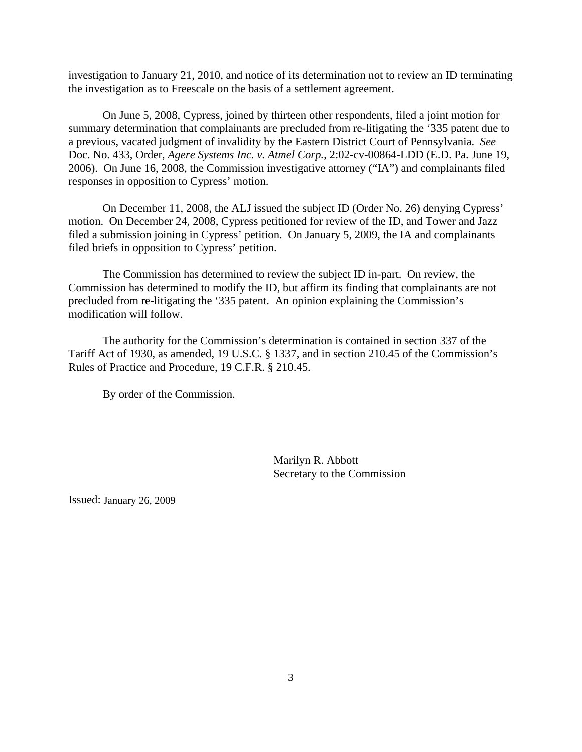investigation to January 21, 2010, and notice of its determination not to review an ID terminating the investigation as to Freescale on the basis of a settlement agreement.

On June 5, 2008, Cypress, joined by thirteen other respondents, filed a joint motion for summary determination that complainants are precluded from re-litigating the '335 patent due to a previous, vacated judgment of invalidity by the Eastern District Court of Pennsylvania. *See* Doc. No. 433, Order, *Agere Systems Inc. v. Atmel Corp.*, 2:02-cv-00864-LDD (E.D. Pa. June 19, 2006). On June 16, 2008, the Commission investigative attorney ("IA") and complainants filed responses in opposition to Cypress' motion.

On December 11, 2008, the ALJ issued the subject ID (Order No. 26) denying Cypress' motion. On December 24, 2008, Cypress petitioned for review of the ID, and Tower and Jazz filed a submission joining in Cypress' petition. On January 5, 2009, the IA and complainants filed briefs in opposition to Cypress' petition.

The Commission has determined to review the subject ID in-part. On review, the Commission has determined to modify the ID, but affirm its finding that complainants are not precluded from re-litigating the '335 patent. An opinion explaining the Commission's modification will follow.

The authority for the Commission's determination is contained in section 337 of the Tariff Act of 1930, as amended, 19 U.S.C. § 1337, and in section 210.45 of the Commission's Rules of Practice and Procedure, 19 C.F.R. § 210.45.

By order of the Commission.

Marilyn R. Abbott
Secretary to the Commission

Issued: January 26, 2009